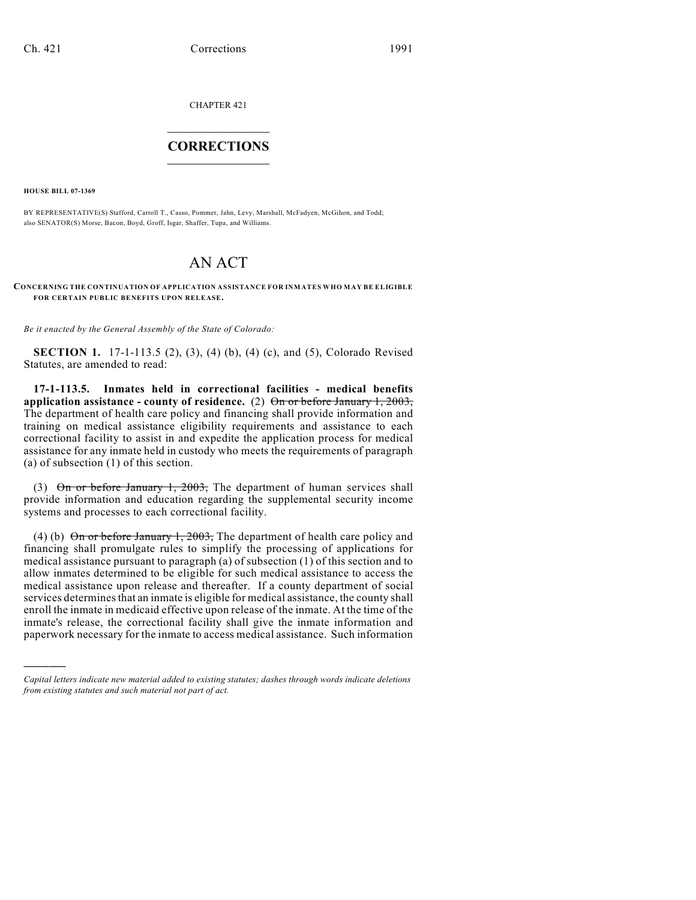CHAPTER 421

# CORRECTIONS

**HOUSE BILL 07-1369**

BY REPRESENTATIVE(S) Stafford, Carroll T., Casso, Pommer, Jahn, Levy, Marshall, McFadyen, McGihon, and Todd; also SENATOR(S) Morse, Bacon, Boyd, Groff, Isgar, Shaffer, Tupa, and Williams.

# AN ACT

**CONCERNING THE CONTINUATION OF APPLICATION ASSISTANCE FOR INMATES WHO MAY BE ELIGIBLE FOR CERTAIN PUBLIC BENEFITS UPON RELEASE.**

*Be it enacted by the General Assembly of the State of Colorado:*

**SECTION 1.** 17-1-113.5 (2), (3), (4) (b), (4) (c), and (5), Colorado Revised Statutes, are amended to read:

**17-1-113.5. Inmates held in correctional facilities - medical benefits application assistance - county of residence.** (2) ~~On or before January 1, 2003,~~ The department of health care policy and financing shall provide information and training on medical assistance eligibility requirements and assistance to each correctional facility to assist in and expedite the application process for medical assistance for any inmate held in custody who meets the requirements of paragraph (a) of subsection (1) of this section.

(3) ~~On or before January 1, 2003,~~ The department of human services shall provide information and education regarding the supplemental security income systems and processes to each correctional facility.

(4) (b) ~~On or before January 1, 2003,~~ The department of health care policy and financing shall promulgate rules to simplify the processing of applications for medical assistance pursuant to paragraph (a) of subsection (1) of this section and to allow inmates determined to be eligible for such medical assistance to access the medical assistance upon release and thereafter. If a county department of social services determines that an inmate is eligible for medical assistance, the county shall enroll the inmate in medicaid effective upon release of the inmate. At the time of the inmate's release, the correctional facility shall give the inmate information and paperwork necessary for the inmate to access medical assistance. Such information

*Capital letters indicate new material added to existing statutes; dashes through words indicate deletions from existing statutes and such material not part of act.*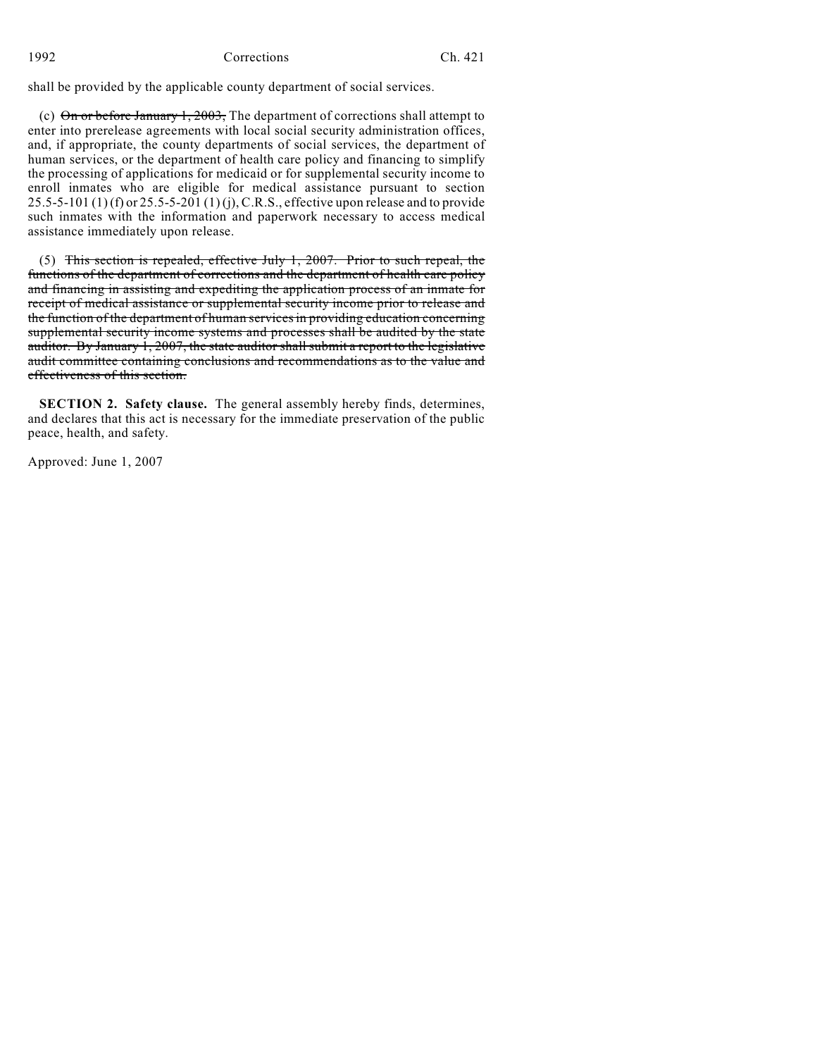shall be provided by the applicable county department of social services.

(c) ~~On or before January 1, 2003,~~ The department of corrections shall attempt to enter into prerelease agreements with local social security administration offices, and, if appropriate, the county departments of social services, the department of human services, or the department of health care policy and financing to simplify the processing of applications for medicaid or for supplemental security income to enroll inmates who are eligible for medical assistance pursuant to section 25.5-5-101 (1) (f) or 25.5-5-201 (1) (j), C.R.S., effective upon release and to provide such inmates with the information and paperwork necessary to access medical assistance immediately upon release.

(5) ~~This section is repealed, effective July 1, 2007. Prior to such repeal, the functions of the department of corrections and the department of health care policy and financing in assisting and expediting the application process of an inmate for receipt of medical assistance or supplemental security income prior to release and the function of the department of human services in providing education concerning supplemental security income systems and processes shall be audited by the state auditor. By January 1, 2007, the state auditor shall submit a report to the legislative audit committee containing conclusions and recommendations as to the value and effectiveness of this section.~~

**SECTION 2. Safety clause.** The general assembly hereby finds, determines, and declares that this act is necessary for the immediate preservation of the public peace, health, and safety.

Approved: June 1, 2007